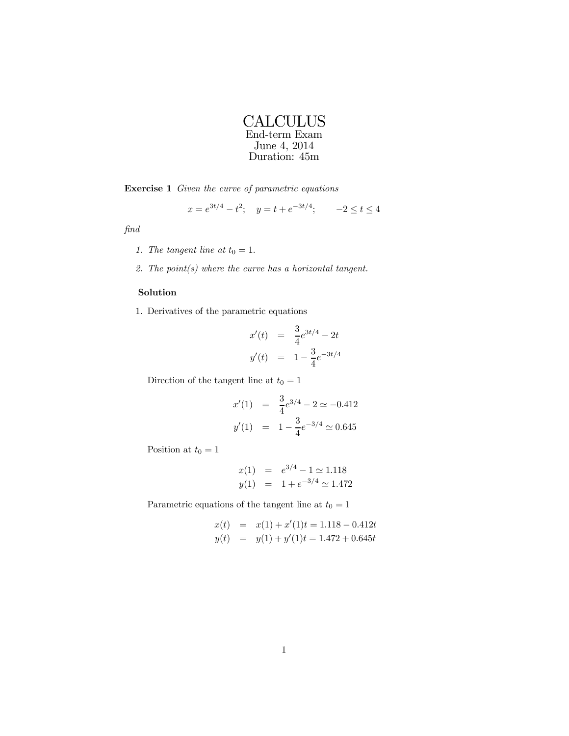# CALCULUS

End-term Exam
June 4, 2014
Duration: 45m

**Exercise 1** *Given the curve of parametric equations*

$$x = e^{3t/4} - t^2; \quad y = t + e^{-3t/4}; \qquad -2 \le t \le 4$$

*find*

1. *The tangent line at $t_0 = 1$.*
2. *The point(s) where the curve has a horizontal tangent.*

**Solution**

1. Derivatives of the parametric equations

$$\begin{aligned} x'(t) &= \frac{3}{4}e^{3t/4} - 2t \\ y'(t) &= 1 - \frac{3}{4}e^{-3t/4} \end{aligned}$$

Direction of the tangent line at $t_0 = 1$

$$\begin{aligned} x'(1) &= \frac{3}{4}e^{3/4} - 2 \simeq -0.412 \\ y'(1) &= 1 - \frac{3}{4}e^{-3/4} \simeq 0.645 \end{aligned}$$

Position at $t_0 = 1$

$$\begin{aligned} x(1) &= e^{3/4} - 1 \simeq 1.118 \\ y(1) &= 1 + e^{-3/4} \simeq 1.472 \end{aligned}$$

Parametric equations of the tangent line at $t_0 = 1$

$$\begin{aligned} x(t) &= x(1) + x'(1)t = 1.118 - 0.412t \\ y(t) &= y(1) + y'(1)t = 1.472 + 0.645t \end{aligned}$$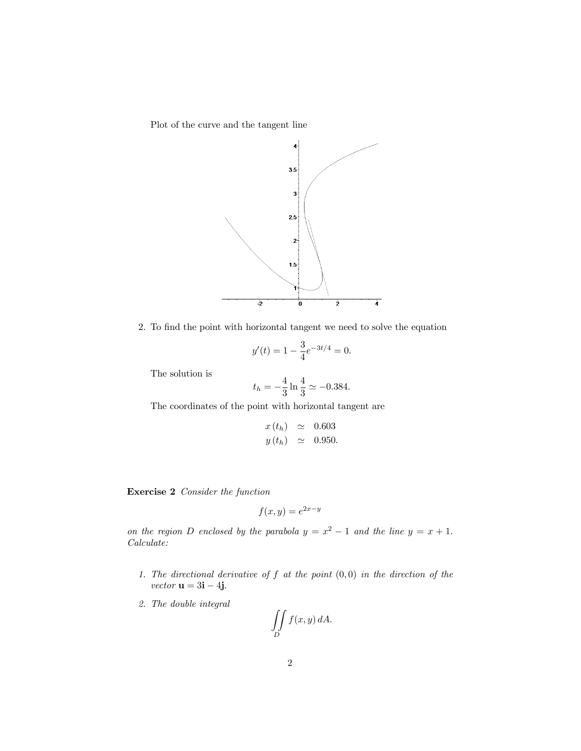Plot of the curve and the tangent line

2. To find the point with horizontal tangent we need to solve the equation

$$y'(t) = 1 - \frac{3}{4}e^{-3t/4} = 0.$$

The solution is

$$t_h = -\frac{4}{3}\ln\frac{4}{3} \simeq -0.384.$$

The coordinates of the point with horizontal tangent are

$$\begin{aligned} x(t_h) &\simeq 0.603 \\ y(t_h) &\simeq 0.950. \end{aligned}$$

**Exercise 2** *Consider the function*

$$f(x, y) = e^{2x-y}$$

*on the region $D$ enclosed by the parabola $y = x^2 - 1$ and the line $y = x + 1$. Calculate:*

1. *The directional derivative of $f$ at the point $(0, 0)$ in the direction of the vector $\mathbf{u} = 3\mathbf{i} - 4\mathbf{j}$.*

2. *The double integral*

$$\iint_D f(x, y)\, dA.$$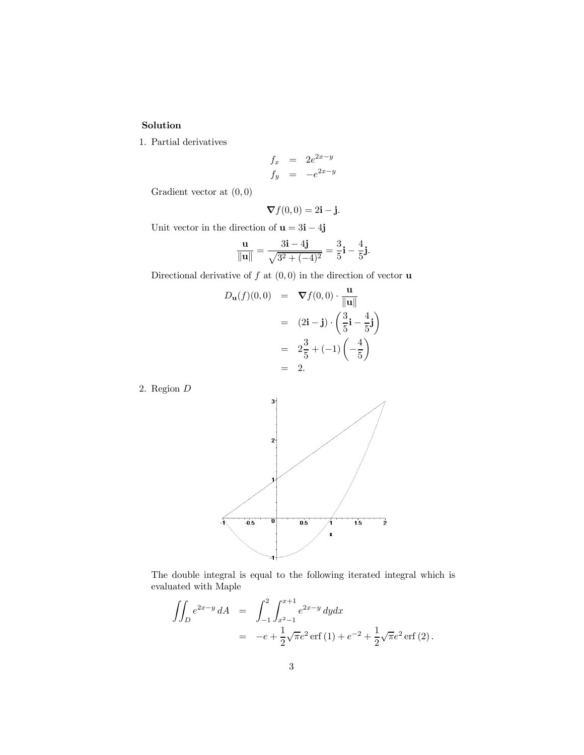**Solution**

1. Partial derivatives

$$
\begin{aligned}
f_x &= 2e^{2x-y} \\
f_y &= -e^{2x-y}
\end{aligned}
$$

Gradient vector at $(0,0)$

$$\nabla f(0,0) = 2\mathbf{i} - \mathbf{j}.$$

Unit vector in the direction of $\mathbf{u} = 3\mathbf{i} - 4\mathbf{j}$

$$\frac{\mathbf{u}}{\|\mathbf{u}\|} = \frac{3\mathbf{i} - 4\mathbf{j}}{\sqrt{3^2 + (-4)^2}} = \frac{3}{5}\mathbf{i} - \frac{4}{5}\mathbf{j}.$$

Directional derivative of $f$ at $(0,0)$ in the direction of vector $\mathbf{u}$

$$
\begin{aligned}
D_{\mathbf{u}}(f)(0,0) &= \nabla f(0,0) \cdot \frac{\mathbf{u}}{\|\mathbf{u}\|} \\
&= (2\mathbf{i} - \mathbf{j}) \cdot \left( \frac{3}{5}\mathbf{i} - \frac{4}{5}\mathbf{j} \right) \\
&= 2\frac{3}{5} + (-1)\left( -\frac{4}{5} \right) \\
&= 2.
\end{aligned}
$$

2. Region $D$

The double integral is equal to the following iterated integral which is evaluated with Maple

$$
\begin{aligned}
\iint_D e^{2x-y} \, dA &= \int_{-1}^{2} \int_{x^2-1}^{x+1} e^{2x-y} \, dy dx \\
&= -e + \frac{1}{2}\sqrt{\pi} e^2 \operatorname{erf}(1) + e^{-2} + \frac{1}{2}\sqrt{\pi} e^2 \operatorname{erf}(2).
\end{aligned}
$$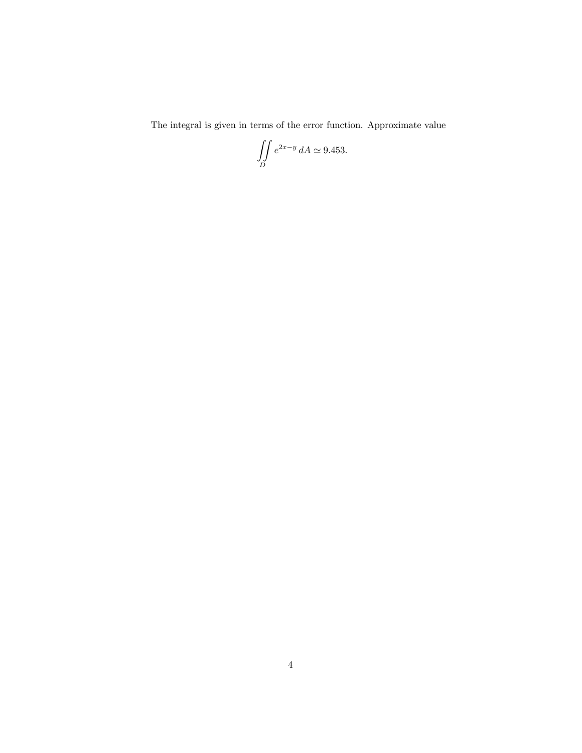The integral is given in terms of the error function. Approximate value

$$\iint\limits_D e^{2x-y}\, dA \simeq 9.453.$$